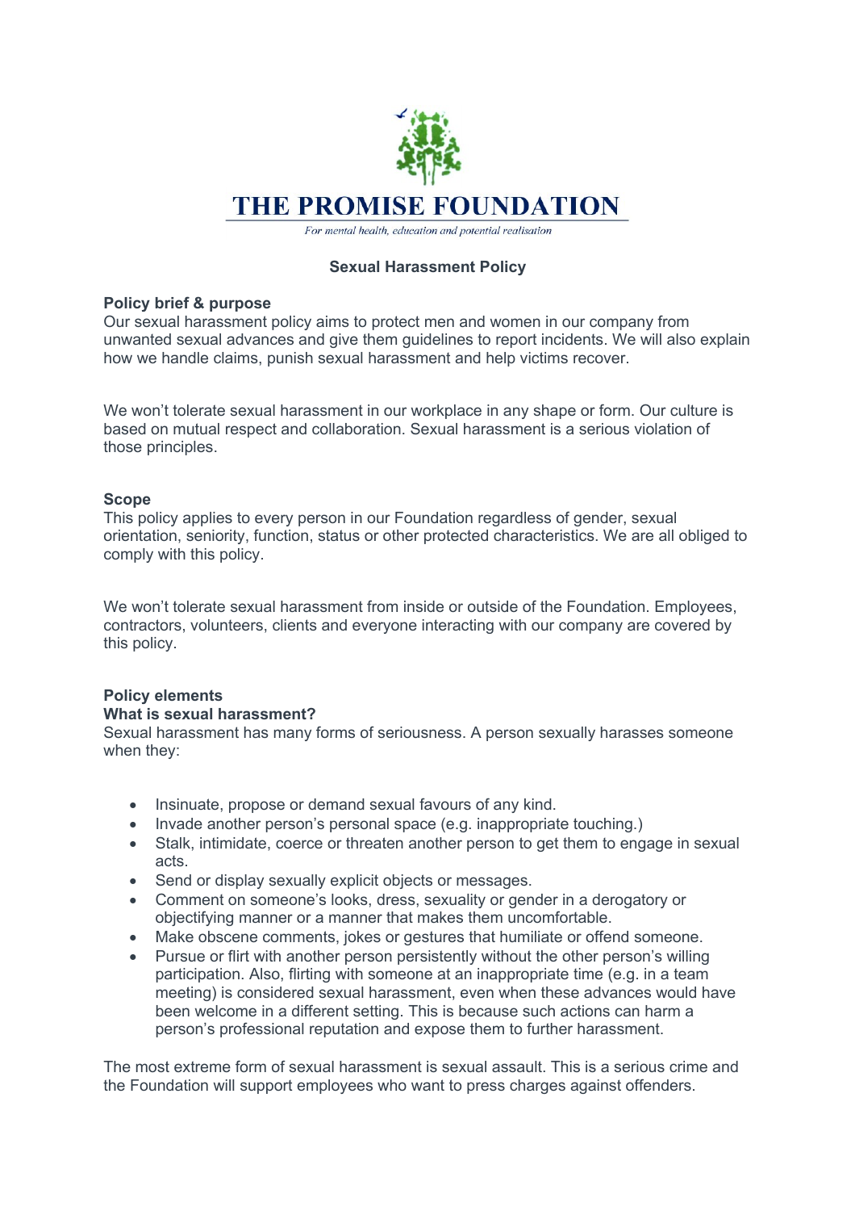# THE PROMISE FOUNDATION

*For mental health, education and potential realisation*

## Sexual Harassment Policy

**Policy brief & purpose**

Our sexual harassment policy aims to protect men and women in our company from unwanted sexual advances and give them guidelines to report incidents. We will also explain how we handle claims, punish sexual harassment and help victims recover.

We won't tolerate sexual harassment in our workplace in any shape or form. Our culture is based on mutual respect and collaboration. Sexual harassment is a serious violation of those principles.

**Scope**

This policy applies to every person in our Foundation regardless of gender, sexual orientation, seniority, function, status or other protected characteristics. We are all obliged to comply with this policy.

We won't tolerate sexual harassment from inside or outside of the Foundation. Employees, contractors, volunteers, clients and everyone interacting with our company are covered by this policy.

**Policy elements**

**What is sexual harassment?**

Sexual harassment has many forms of seriousness. A person sexually harasses someone when they:

- Insinuate, propose or demand sexual favours of any kind.
- Invade another person's personal space (e.g. inappropriate touching.)
- Stalk, intimidate, coerce or threaten another person to get them to engage in sexual acts.
- Send or display sexually explicit objects or messages.
- Comment on someone's looks, dress, sexuality or gender in a derogatory or objectifying manner or a manner that makes them uncomfortable.
- Make obscene comments, jokes or gestures that humiliate or offend someone.
- Pursue or flirt with another person persistently without the other person's willing participation. Also, flirting with someone at an inappropriate time (e.g. in a team meeting) is considered sexual harassment, even when these advances would have been welcome in a different setting. This is because such actions can harm a person's professional reputation and expose them to further harassment.

The most extreme form of sexual harassment is sexual assault. This is a serious crime and the Foundation will support employees who want to press charges against offenders.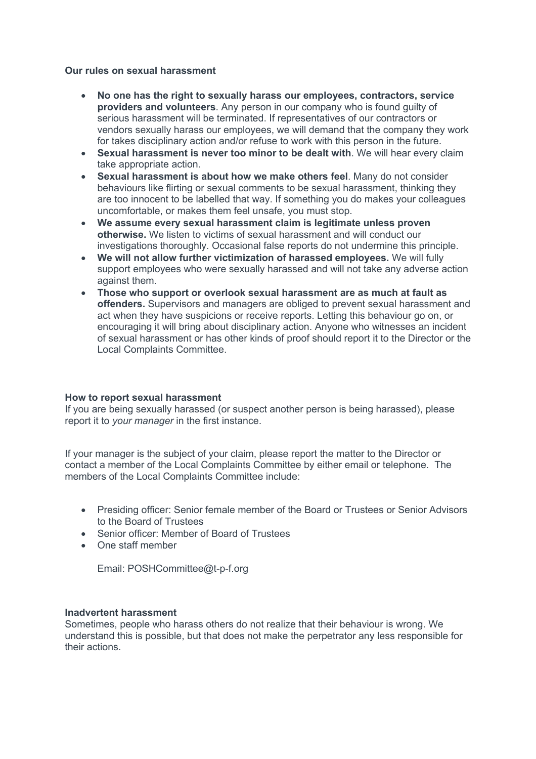**Our rules on sexual harassment**

- **No one has the right to sexually harass our employees, contractors, service providers and volunteers**. Any person in our company who is found guilty of serious harassment will be terminated. If representatives of our contractors or vendors sexually harass our employees, we will demand that the company they work for takes disciplinary action and/or refuse to work with this person in the future.
- **Sexual harassment is never too minor to be dealt with**. We will hear every claim take appropriate action.
- **Sexual harassment is about how we make others feel**. Many do not consider behaviours like flirting or sexual comments to be sexual harassment, thinking they are too innocent to be labelled that way. If something you do makes your colleagues uncomfortable, or makes them feel unsafe, you must stop.
- **We assume every sexual harassment claim is legitimate unless proven otherwise.** We listen to victims of sexual harassment and will conduct our investigations thoroughly. Occasional false reports do not undermine this principle.
- **We will not allow further victimization of harassed employees.** We will fully support employees who were sexually harassed and will not take any adverse action against them.
- **Those who support or overlook sexual harassment are as much at fault as offenders.** Supervisors and managers are obliged to prevent sexual harassment and act when they have suspicions or receive reports. Letting this behaviour go on, or encouraging it will bring about disciplinary action. Anyone who witnesses an incident of sexual harassment or has other kinds of proof should report it to the Director or the Local Complaints Committee.

**How to report sexual harassment**

If you are being sexually harassed (or suspect another person is being harassed), please report it to *your manager* in the first instance.

If your manager is the subject of your claim, please report the matter to the Director or contact a member of the Local Complaints Committee by either email or telephone. The members of the Local Complaints Committee include:

- Presiding officer: Senior female member of the Board or Trustees or Senior Advisors to the Board of Trustees
- Senior officer: Member of Board of Trustees
- One staff member

  Email: POSHCommittee@t-p-f.org

**Inadvertent harassment**

Sometimes, people who harass others do not realize that their behaviour is wrong. We understand this is possible, but that does not make the perpetrator any less responsible for their actions.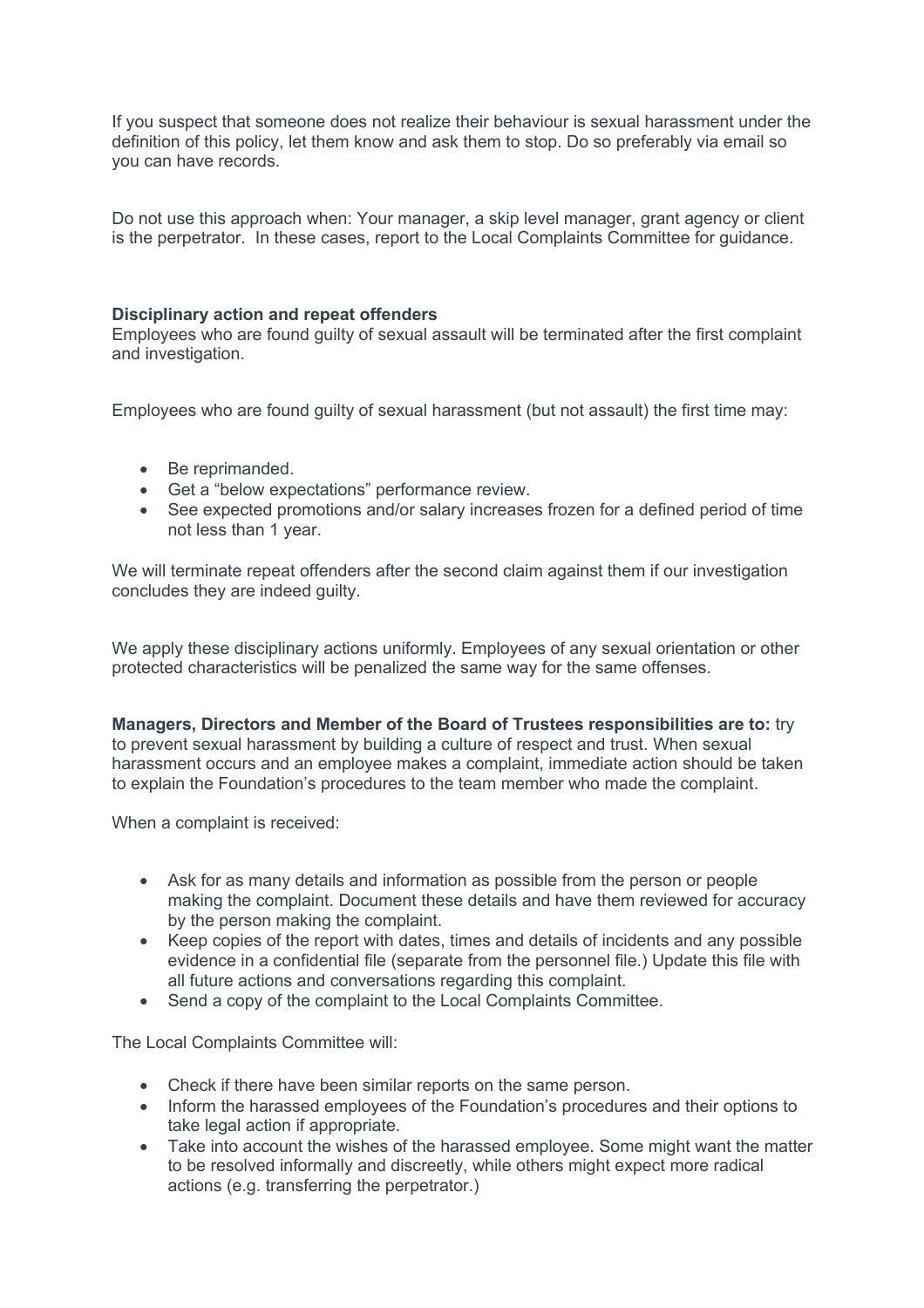If you suspect that someone does not realize their behaviour is sexual harassment under the definition of this policy, let them know and ask them to stop. Do so preferably via email so you can have records.

Do not use this approach when: Your manager, a skip level manager, grant agency or client is the perpetrator. In these cases, report to the Local Complaints Committee for guidance.

**Disciplinary action and repeat offenders**

Employees who are found guilty of sexual assault will be terminated after the first complaint and investigation.

Employees who are found guilty of sexual harassment (but not assault) the first time may:

- Be reprimanded.
- Get a "below expectations" performance review.
- See expected promotions and/or salary increases frozen for a defined period of time not less than 1 year.

We will terminate repeat offenders after the second claim against them if our investigation concludes they are indeed guilty.

We apply these disciplinary actions uniformly. Employees of any sexual orientation or other protected characteristics will be penalized the same way for the same offenses.

**Managers, Directors and Member of the Board of Trustees responsibilities are to:** try to prevent sexual harassment by building a culture of respect and trust. When sexual harassment occurs and an employee makes a complaint, immediate action should be taken to explain the Foundation's procedures to the team member who made the complaint.

When a complaint is received:

- Ask for as many details and information as possible from the person or people making the complaint. Document these details and have them reviewed for accuracy by the person making the complaint.
- Keep copies of the report with dates, times and details of incidents and any possible evidence in a confidential file (separate from the personnel file.) Update this file with all future actions and conversations regarding this complaint.
- Send a copy of the complaint to the Local Complaints Committee.

The Local Complaints Committee will:

- Check if there have been similar reports on the same person.
- Inform the harassed employees of the Foundation's procedures and their options to take legal action if appropriate.
- Take into account the wishes of the harassed employee. Some might want the matter to be resolved informally and discreetly, while others might expect more radical actions (e.g. transferring the perpetrator.)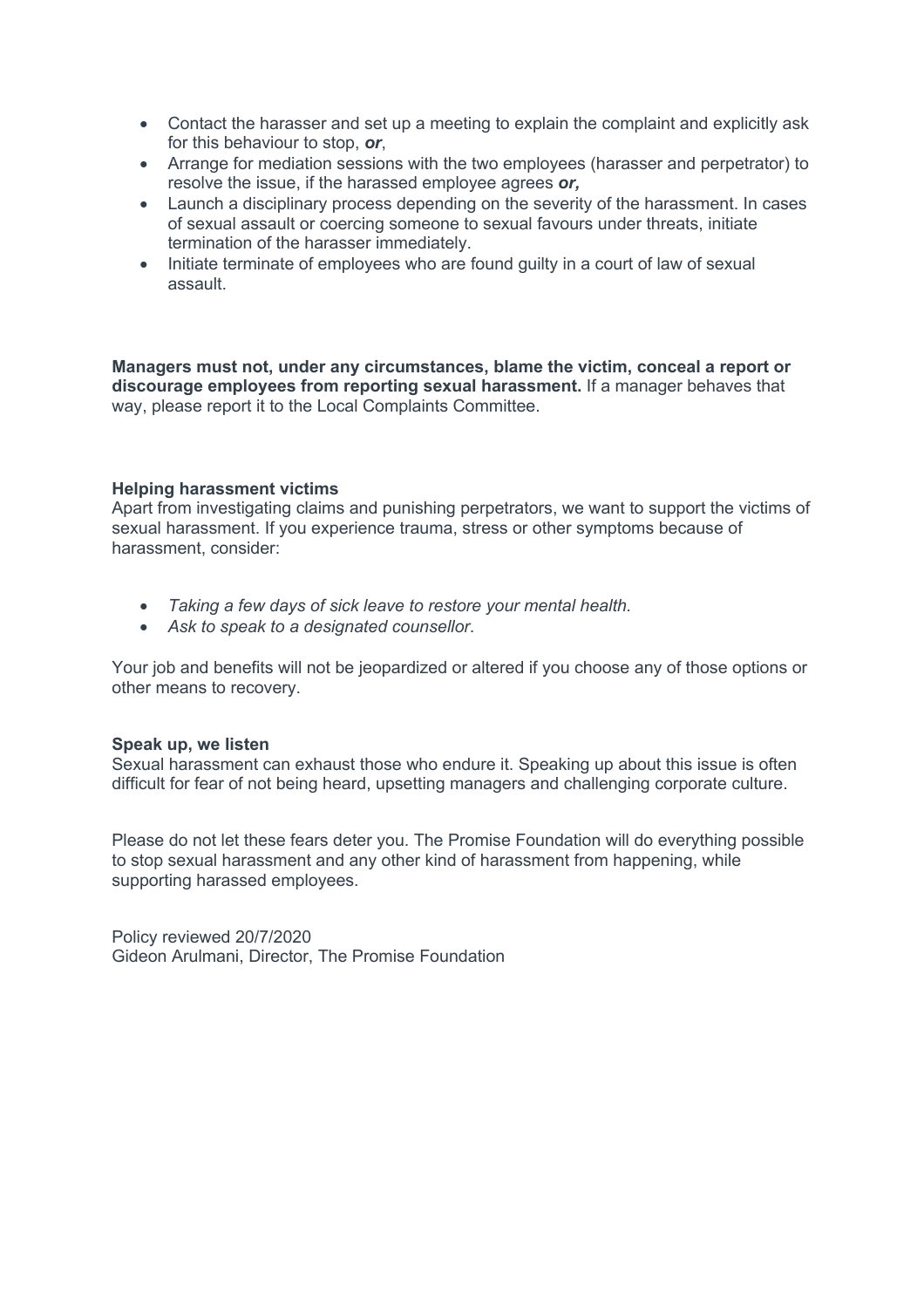- Contact the harasser and set up a meeting to explain the complaint and explicitly ask for this behaviour to stop, ***or***,
- Arrange for mediation sessions with the two employees (harasser and perpetrator) to resolve the issue, if the harassed employee agrees ***or,***
- Launch a disciplinary process depending on the severity of the harassment. In cases of sexual assault or coercing someone to sexual favours under threats, initiate termination of the harasser immediately.
- Initiate terminate of employees who are found guilty in a court of law of sexual assault.

**Managers must not, under any circumstances, blame the victim, conceal a report or discourage employees from reporting sexual harassment.** If a manager behaves that way, please report it to the Local Complaints Committee.

**Helping harassment victims**
Apart from investigating claims and punishing perpetrators, we want to support the victims of sexual harassment. If you experience trauma, stress or other symptoms because of harassment, consider:

- *Taking a few days of sick leave to restore your mental health.*
- *Ask to speak to a designated counsellor.*

Your job and benefits will not be jeopardized or altered if you choose any of those options or other means to recovery.

**Speak up, we listen**
Sexual harassment can exhaust those who endure it. Speaking up about this issue is often difficult for fear of not being heard, upsetting managers and challenging corporate culture.

Please do not let these fears deter you. The Promise Foundation will do everything possible to stop sexual harassment and any other kind of harassment from happening, while supporting harassed employees.

Policy reviewed 20/7/2020
Gideon Arulmani, Director, The Promise Foundation